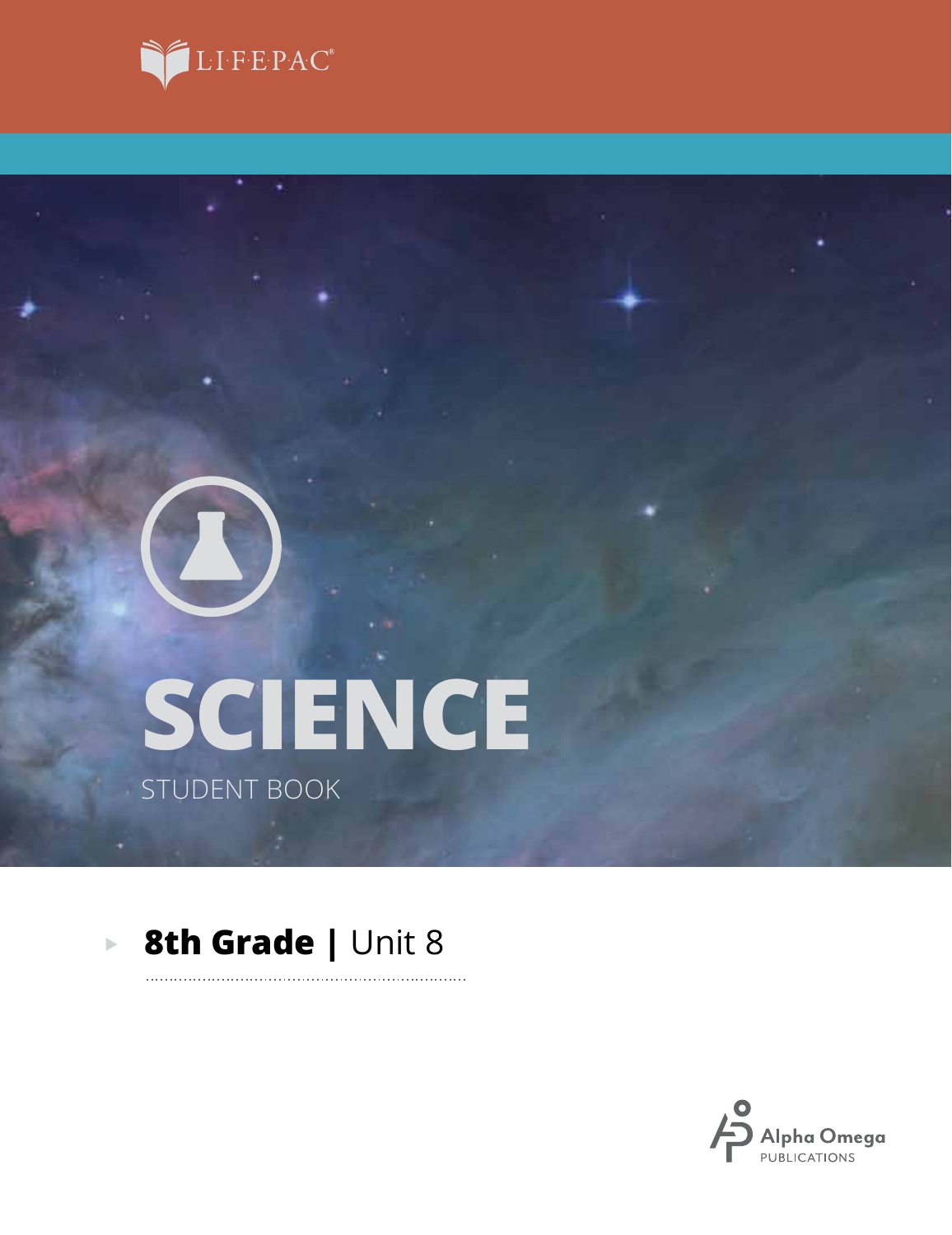LIFEPAC®

# SCIENCE

STUDENT BOOK

## 8th Grade | Unit 8

Alpha Omega PUBLICATIONS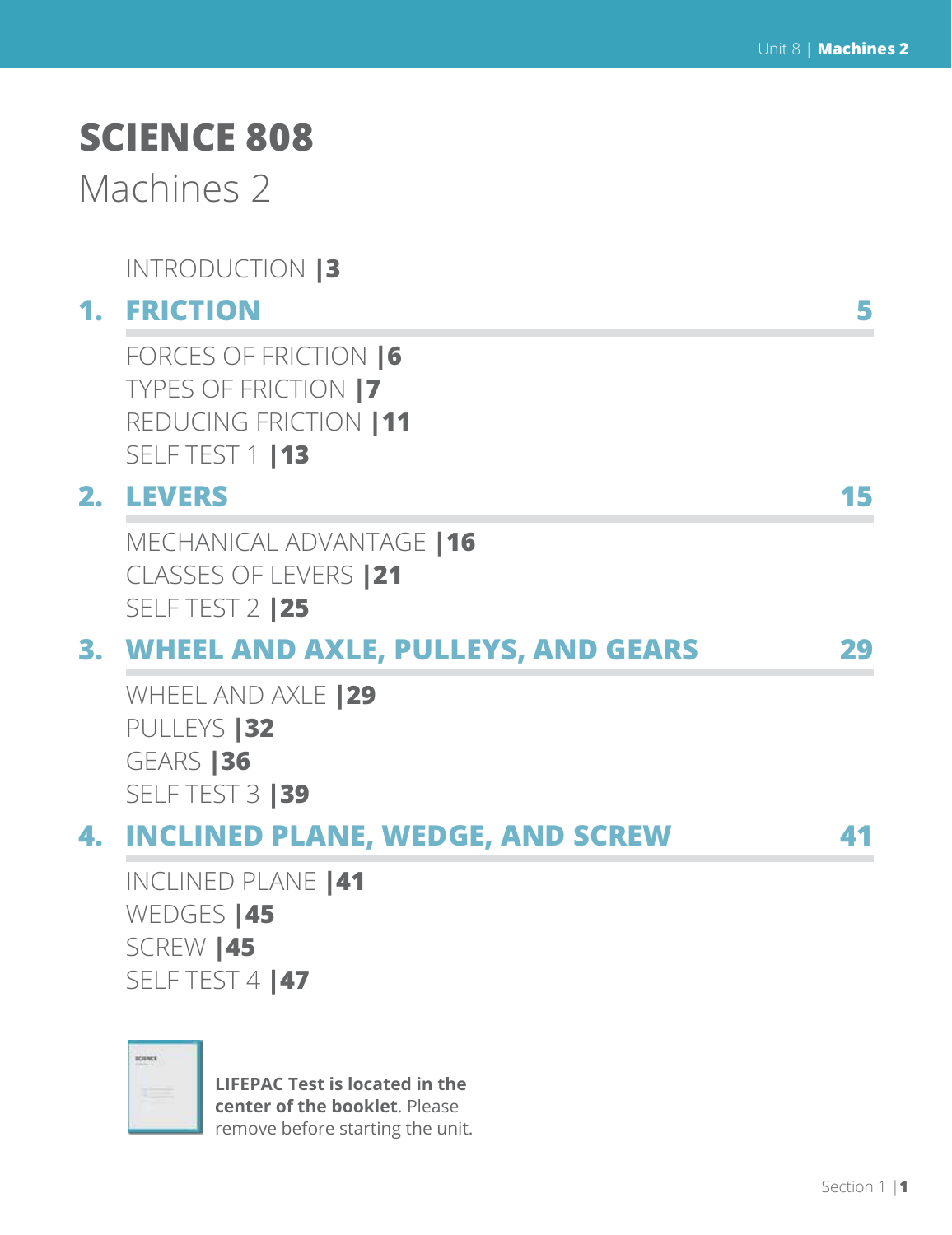# SCIENCE 808

## Machines 2

INTRODUCTION |**3**

## 1. FRICTION — 5

FORCES OF FRICTION |**6**
TYPES OF FRICTION |**7**
REDUCING FRICTION |**11**
SELF TEST 1 |**13**

## 2. LEVERS — 15

MECHANICAL ADVANTAGE |**16**
CLASSES OF LEVERS |**21**
SELF TEST 2 |**25**

## 3. WHEEL AND AXLE, PULLEYS, AND GEARS — 29

WHEEL AND AXLE |**29**
PULLEYS |**32**
GEARS |**36**
SELF TEST 3 |**39**

## 4. INCLINED PLANE, WEDGE, AND SCREW — 41

INCLINED PLANE |**41**
WEDGES |**45**
SCREW |**45**
SELF TEST 4 |**47**

**LIFEPAC Test is located in the center of the booklet**. Please remove before starting the unit.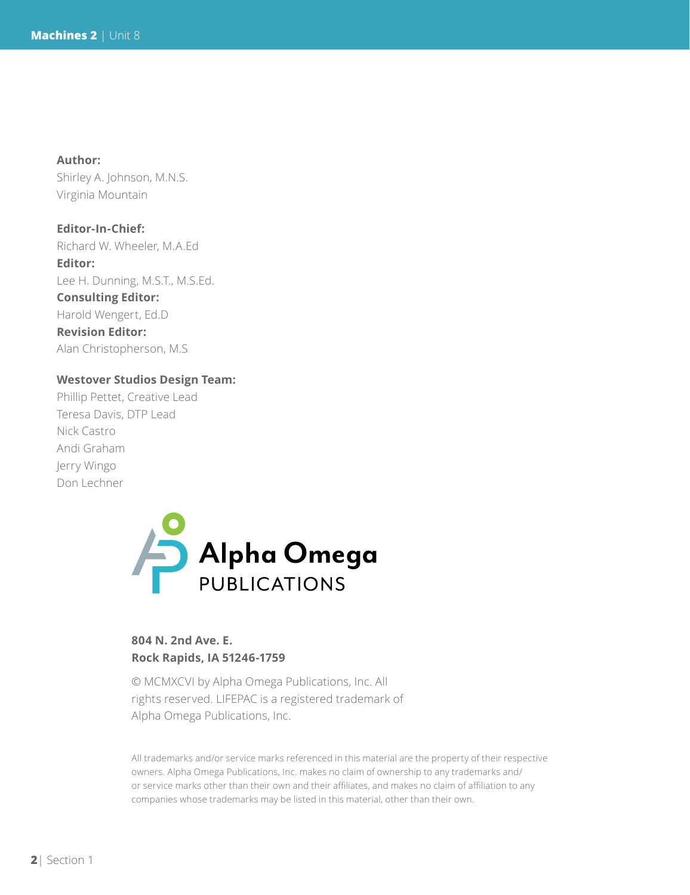**Author:**
Shirley A. Johnson, M.N.S.
Virginia Mountain

**Editor-In-Chief:**
Richard W. Wheeler, M.A.Ed
**Editor:**
Lee H. Dunning, M.S.T., M.S.Ed.
**Consulting Editor:**
Harold Wengert, Ed.D
**Revision Editor:**
Alan Christopherson, M.S

**Westover Studios Design Team:**
Phillip Pettet, Creative Lead
Teresa Davis, DTP Lead
Nick Castro
Andi Graham
Jerry Wingo
Don Lechner

Alpha Omega PUBLICATIONS

**804 N. 2nd Ave. E.**
**Rock Rapids, IA 51246-1759**

© MCMXCVI by Alpha Omega Publications, Inc. All rights reserved. LIFEPAC is a registered trademark of Alpha Omega Publications, Inc.

All trademarks and/or service marks referenced in this material are the property of their respective owners. Alpha Omega Publications, Inc. makes no claim of ownership to any trademarks and/or service marks other than their own and their affiliates, and makes no claim of affiliation to any companies whose trademarks may be listed in this material, other than their own.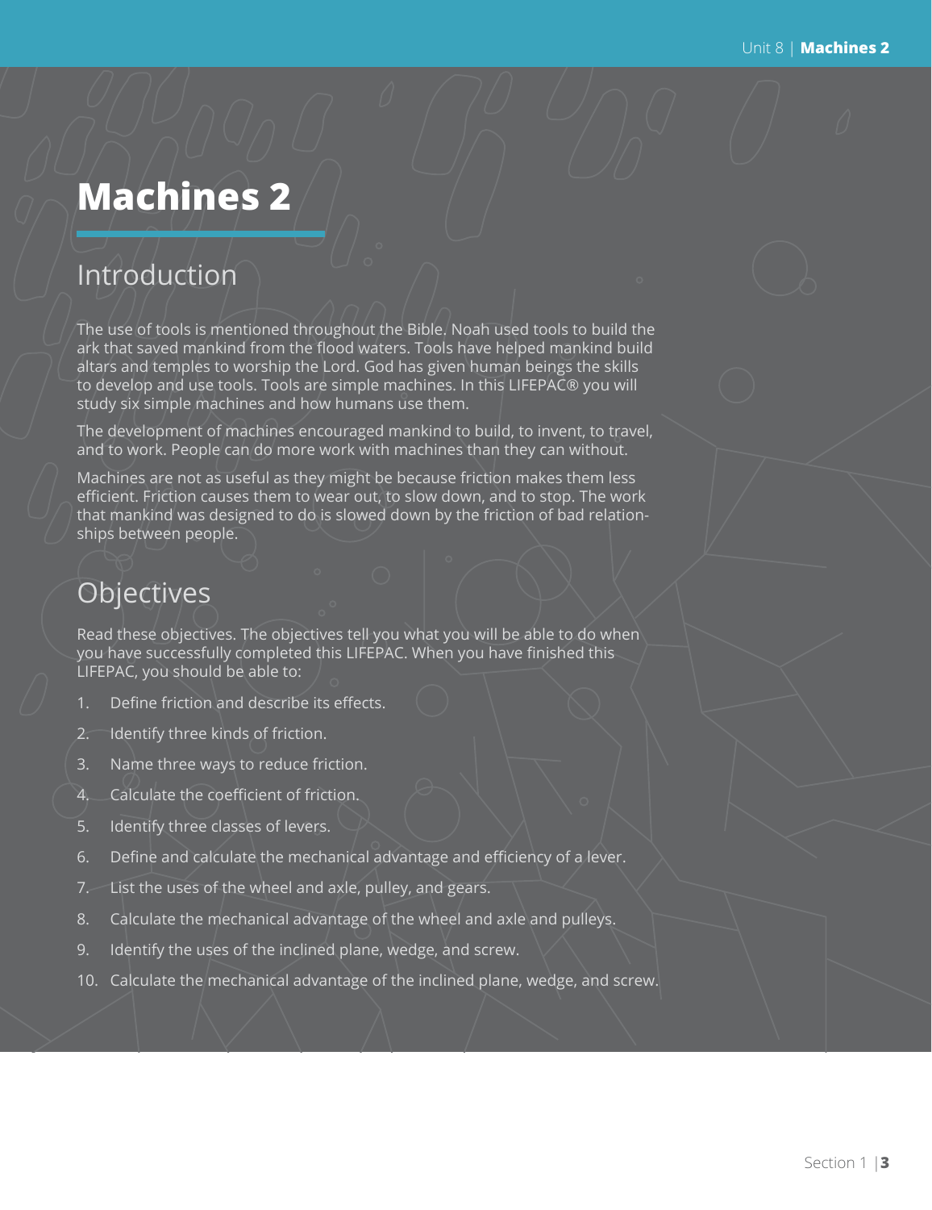# Machines 2

## Introduction

The use of tools is mentioned throughout the Bible. Noah used tools to build the ark that saved mankind from the flood waters. Tools have helped mankind build altars and temples to worship the Lord. God has given human beings the skills to develop and use tools. Tools are simple machines. In this LIFEPAC® you will study six simple machines and how humans use them.

The development of machines encouraged mankind to build, to invent, to travel, and to work. People can do more work with machines than they can without.

Machines are not as useful as they might be because friction makes them less efficient. Friction causes them to wear out, to slow down, and to stop. The work that mankind was designed to do is slowed down by the friction of bad relationships between people.

## Objectives

Read these objectives. The objectives tell you what you will be able to do when you have successfully completed this LIFEPAC. When you have finished this LIFEPAC, you should be able to:

1. Define friction and describe its effects.
2. Identify three kinds of friction.
3. Name three ways to reduce friction.
4. Calculate the coefficient of friction.
5. Identify three classes of levers.
6. Define and calculate the mechanical advantage and efficiency of a lever.
7. List the uses of the wheel and axle, pulley, and gears.
8. Calculate the mechanical advantage of the wheel and axle and pulleys.
9. Identify the uses of the inclined plane, wedge, and screw.
10. Calculate the mechanical advantage of the inclined plane, wedge, and screw.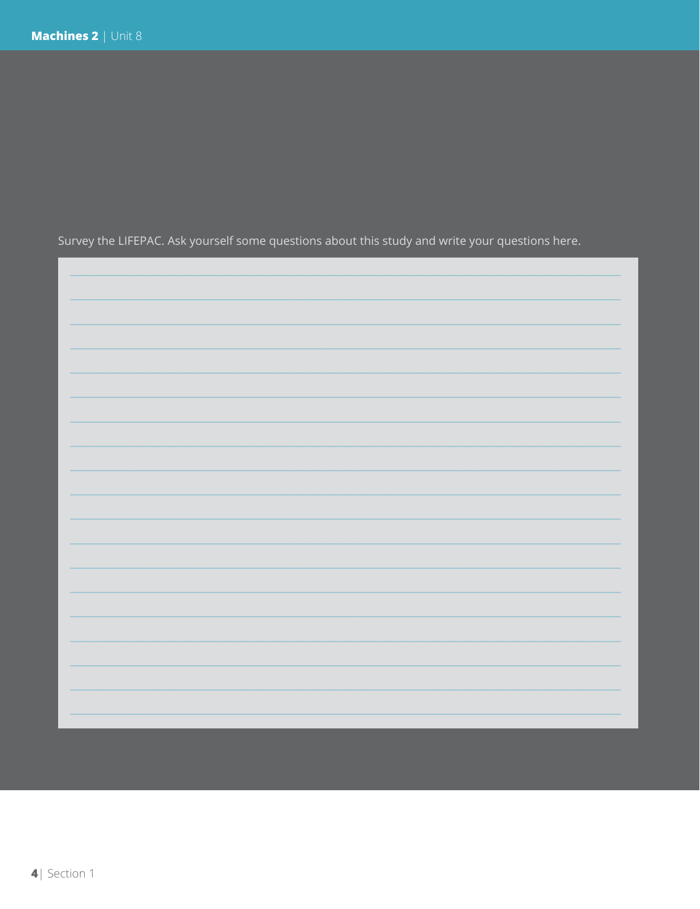Survey the LIFEPAC. Ask yourself some questions about this study and write your questions here.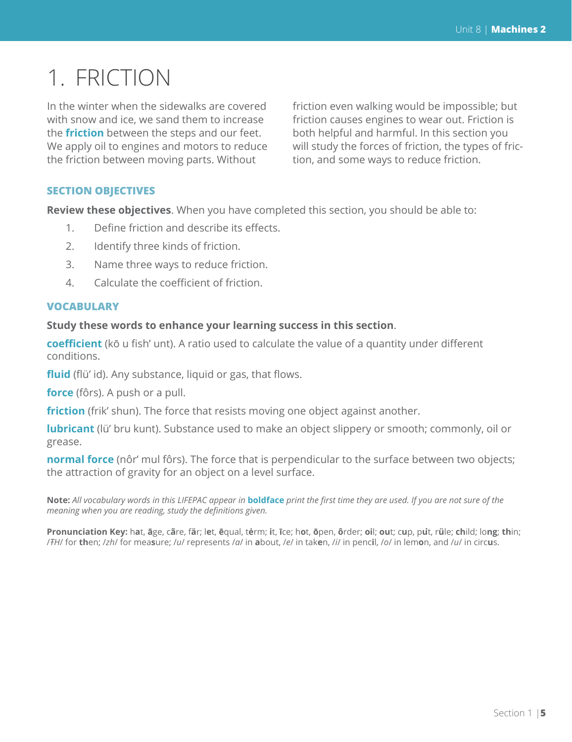# 1. FRICTION

In the winter when the sidewalks are covered with snow and ice, we sand them to increase the **friction** between the steps and our feet. We apply oil to engines and motors to reduce the friction between moving parts. Without friction even walking would be impossible; but friction causes engines to wear out. Friction is both helpful and harmful. In this section you will study the forces of friction, the types of friction, and some ways to reduce friction.

### SECTION OBJECTIVES

**Review these objectives**. When you have completed this section, you should be able to:

1. Define friction and describe its effects.
2. Identify three kinds of friction.
3. Name three ways to reduce friction.
4. Calculate the coefficient of friction.

### VOCABULARY

**Study these words to enhance your learning success in this section**.

**coefficient** (kō u fish' unt). A ratio used to calculate the value of a quantity under different conditions.

**fluid** (flü' id). Any substance, liquid or gas, that flows.

**force** (fôrs). A push or a pull.

**friction** (frik' shun). The force that resists moving one object against another.

**lubricant** (lü' bru kunt). Substance used to make an object slippery or smooth; commonly, oil or grease.

**normal force** (nôr' mul fôrs). The force that is perpendicular to the surface between two objects; the attraction of gravity for an object on a level surface.

**Note:** *All vocabulary words in this LIFEPAC appear in* **boldface** *print the first time they are used. If you are not sure of the meaning when you are reading, study the definitions given.*

**Pronunciation Key:** h**a**t, **ā**ge, c**ã**re, f**ä**r; l**e**t, **ē**qual, t**ė**rm; **i**t, **ī**ce; h**o**t, **ō**pen, **ô**rder; **oi**l; **ou**t; c**u**p, p**u̇**t, r**ü**le; **ch**ild; lo**ng**; **th**in; /ŦH/ for **th**en; /zh/ for mea**s**ure; /u/ represents /a/ in **a**bout, /e/ in tak**e**n, /i/ in penc**i**l, /o/ in lem**o**n, and /u/ in circ**u**s.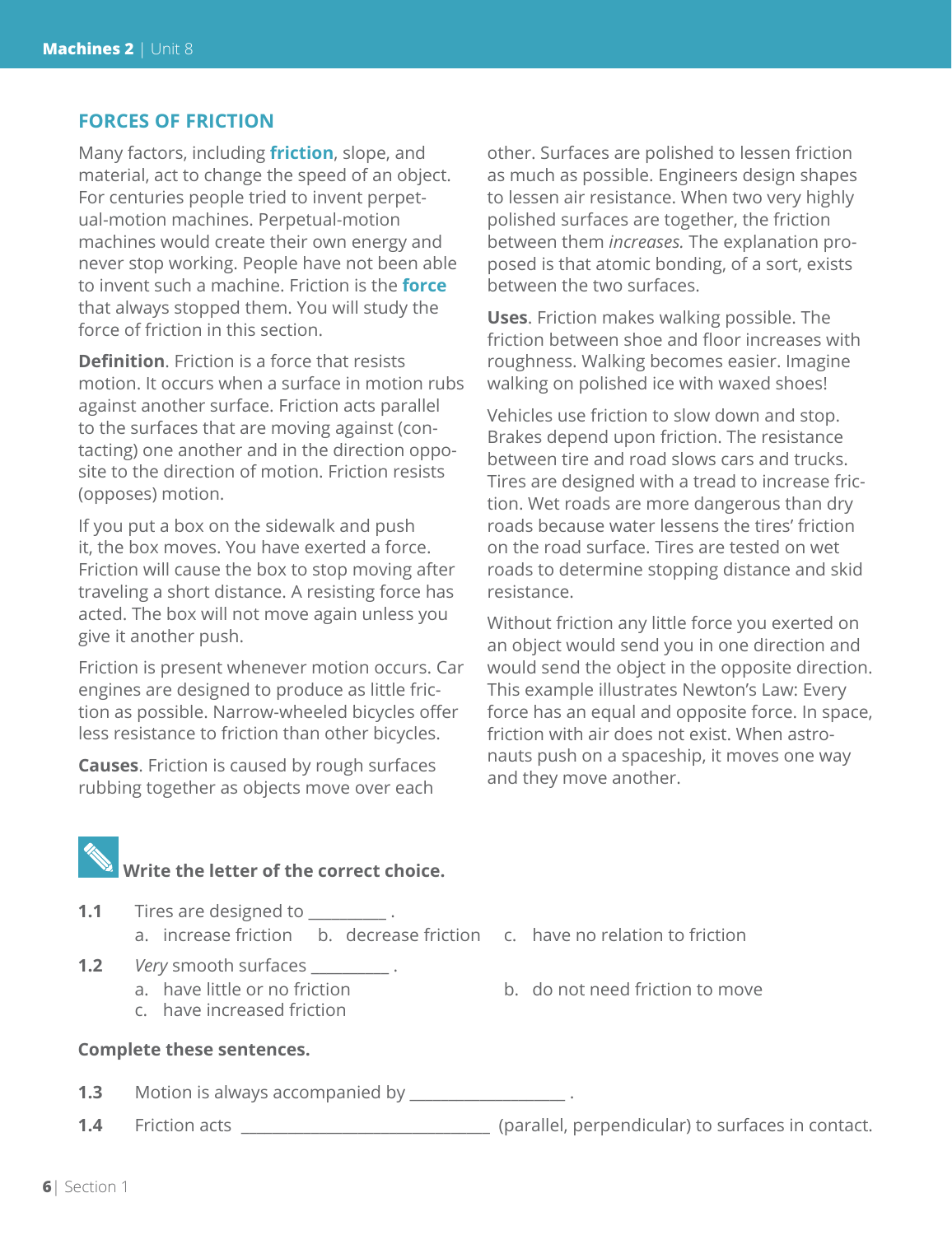## FORCES OF FRICTION

Many factors, including **friction**, slope, and material, act to change the speed of an object. For centuries people tried to invent perpetual-motion machines. Perpetual-motion machines would create their own energy and never stop working. People have not been able to invent such a machine. Friction is the **force** that always stopped them. You will study the force of friction in this section.

**Definition**. Friction is a force that resists motion. It occurs when a surface in motion rubs against another surface. Friction acts parallel to the surfaces that are moving against (contacting) one another and in the direction opposite to the direction of motion. Friction resists (opposes) motion.

If you put a box on the sidewalk and push it, the box moves. You have exerted a force. Friction will cause the box to stop moving after traveling a short distance. A resisting force has acted. The box will not move again unless you give it another push.

Friction is present whenever motion occurs. Car engines are designed to produce as little friction as possible. Narrow-wheeled bicycles offer less resistance to friction than other bicycles.

**Causes**. Friction is caused by rough surfaces rubbing together as objects move over each other. Surfaces are polished to lessen friction as much as possible. Engineers design shapes to lessen air resistance. When two very highly polished surfaces are together, the friction between them *increases.* The explanation proposed is that atomic bonding, of a sort, exists between the two surfaces.

**Uses**. Friction makes walking possible. The friction between shoe and floor increases with roughness. Walking becomes easier. Imagine walking on polished ice with waxed shoes!

Vehicles use friction to slow down and stop. Brakes depend upon friction. The resistance between tire and road slows cars and trucks. Tires are designed with a tread to increase friction. Wet roads are more dangerous than dry roads because water lessens the tires' friction on the road surface. Tires are tested on wet roads to determine stopping distance and skid resistance.

Without friction any little force you exerted on an object would send you in one direction and would send the object in the opposite direction. This example illustrates Newton's Law: Every force has an equal and opposite force. In space, friction with air does not exist. When astronauts push on a spaceship, it moves one way and they move another.

**Write the letter of the correct choice.**

**1.1** Tires are designed to _________ .
 a. increase friction  b. decrease friction  c. have no relation to friction

**1.2** *Very* smooth surfaces _________ .
 a. have little or no friction  b. do not need friction to move
 c. have increased friction

**Complete these sentences.**

**1.3** Motion is always accompanied by _________________ .

**1.4** Friction acts ____________________________ (parallel, perpendicular) to surfaces in contact.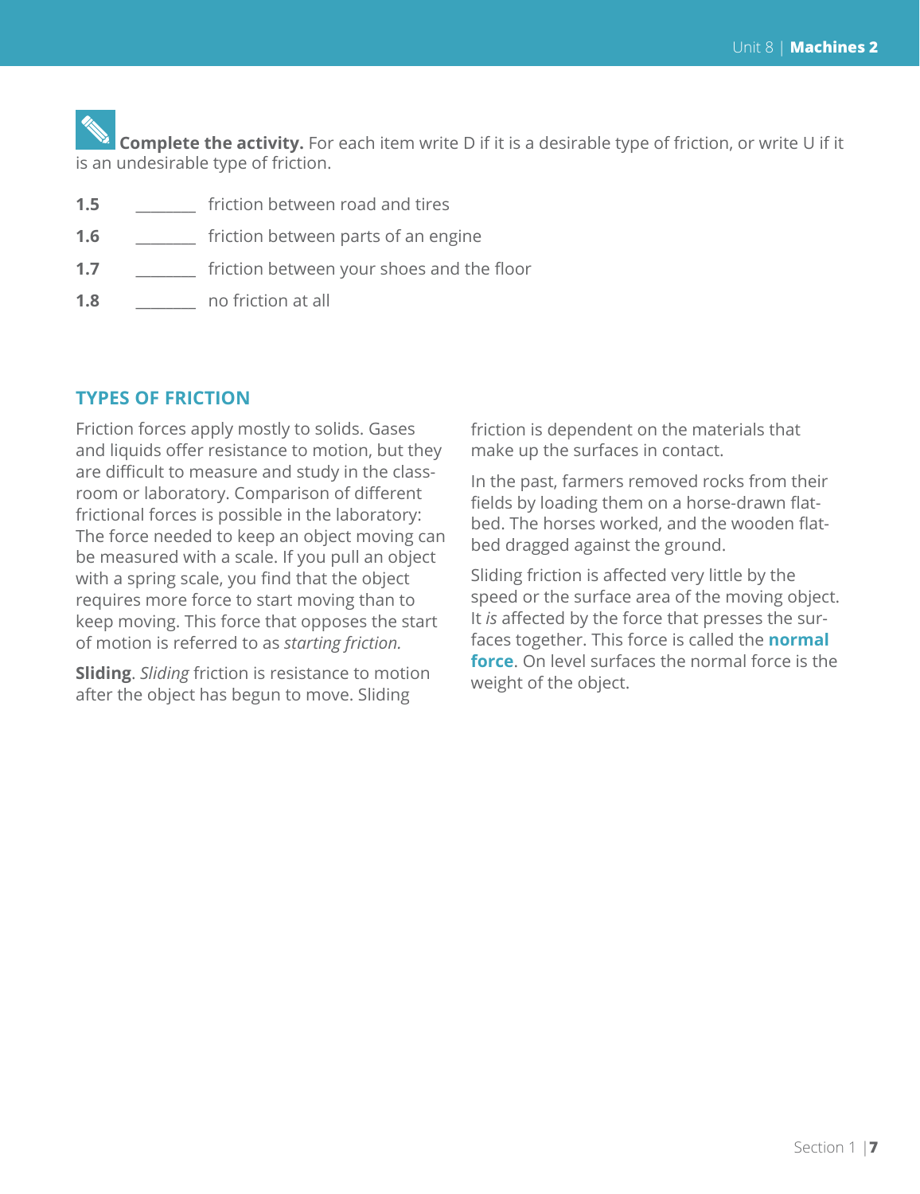**Complete the activity.** For each item write D if it is a desirable type of friction, or write U if it is an undesirable type of friction.

**1.5** ________ friction between road and tires

**1.6** ________ friction between parts of an engine

**1.7** ________ friction between your shoes and the floor

**1.8** ________ no friction at all

## TYPES OF FRICTION

Friction forces apply mostly to solids. Gases and liquids offer resistance to motion, but they are difficult to measure and study in the classroom or laboratory. Comparison of different frictional forces is possible in the laboratory: The force needed to keep an object moving can be measured with a scale. If you pull an object with a spring scale, you find that the object requires more force to start moving than to keep moving. This force that opposes the start of motion is referred to as *starting friction.*

**Sliding**. *Sliding* friction is resistance to motion after the object has begun to move. Sliding friction is dependent on the materials that make up the surfaces in contact.

In the past, farmers removed rocks from their fields by loading them on a horse-drawn flatbed. The horses worked, and the wooden flatbed dragged against the ground.

Sliding friction is affected very little by the speed or the surface area of the moving object. It *is* affected by the force that presses the surfaces together. This force is called the **normal force**. On level surfaces the normal force is the weight of the object.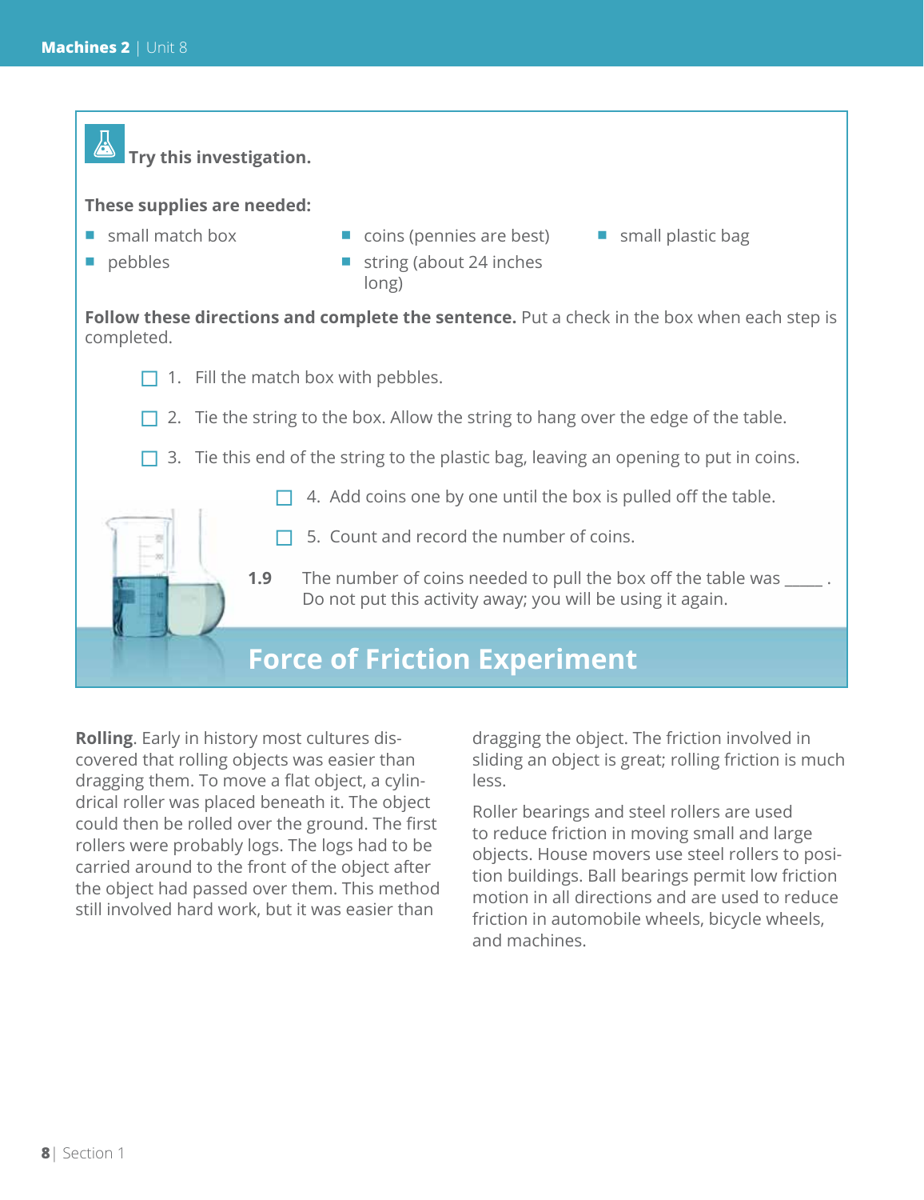**Try this investigation.**

**These supplies are needed:**

- small match box
- pebbles
- coins (pennies are best)
- string (about 24 inches long)
- small plastic bag

**Follow these directions and complete the sentence.** Put a check in the box when each step is completed.

- ☐ 1. Fill the match box with pebbles.
- ☐ 2. Tie the string to the box. Allow the string to hang over the edge of the table.
- ☐ 3. Tie this end of the string to the plastic bag, leaving an opening to put in coins.
- ☐ 4. Add coins one by one until the box is pulled off the table.
- ☐ 5. Count and record the number of coins.

**1.9** The number of coins needed to pull the box off the table was _____ .
Do not put this activity away; you will be using it again.

## Force of Friction Experiment

**Rolling**. Early in history most cultures discovered that rolling objects was easier than dragging them. To move a flat object, a cylindrical roller was placed beneath it. The object could then be rolled over the ground. The first rollers were probably logs. The logs had to be carried around to the front of the object after the object had passed over them. This method still involved hard work, but it was easier than dragging the object. The friction involved in sliding an object is great; rolling friction is much less.

Roller bearings and steel rollers are used to reduce friction in moving small and large objects. House movers use steel rollers to position buildings. Ball bearings permit low friction motion in all directions and are used to reduce friction in automobile wheels, bicycle wheels, and machines.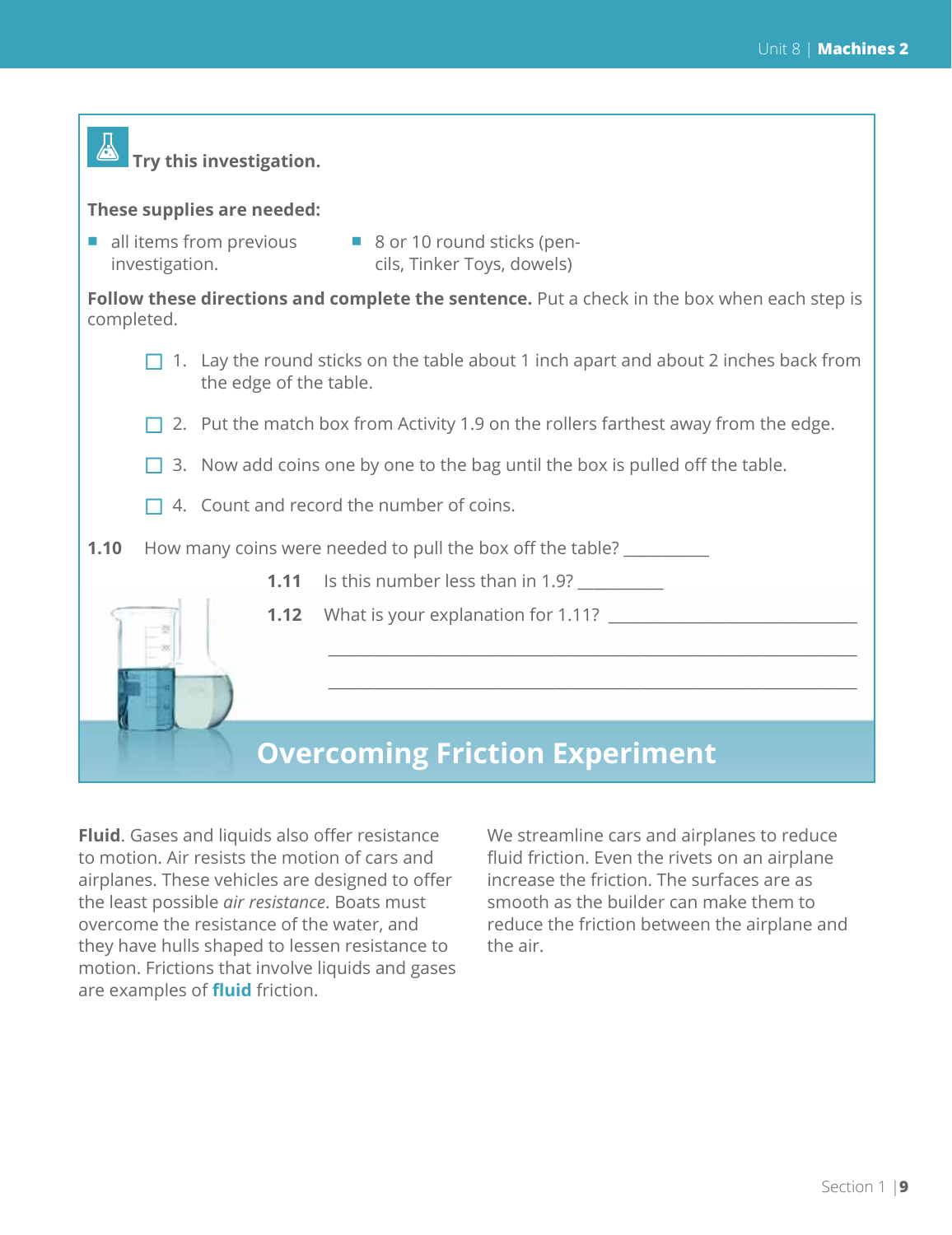**Try this investigation.**

**These supplies are needed:**

- all items from previous investigation.
- 8 or 10 round sticks (pencils, Tinker Toys, dowels)

**Follow these directions and complete the sentence.** Put a check in the box when each step is completed.

- ☐ 1. Lay the round sticks on the table about 1 inch apart and about 2 inches back from the edge of the table.
- ☐ 2. Put the match box from Activity 1.9 on the rollers farthest away from the edge.
- ☐ 3. Now add coins one by one to the bag until the box is pulled off the table.
- ☐ 4. Count and record the number of coins.

**1.10** How many coins were needed to pull the box off the table? __________

**1.11** Is this number less than in 1.9? __________

**1.12** What is your explanation for 1.11? ______________________________

_________________________________________________________________

_________________________________________________________________

## Overcoming Friction Experiment

**Fluid**. Gases and liquids also offer resistance to motion. Air resists the motion of cars and airplanes. These vehicles are designed to offer the least possible *air resistance*. Boats must overcome the resistance of the water, and they have hulls shaped to lessen resistance to motion. Frictions that involve liquids and gases are examples of **fluid** friction.

We streamline cars and airplanes to reduce fluid friction. Even the rivets on an airplane increase the friction. The surfaces are as smooth as the builder can make them to reduce the friction between the airplane and the air.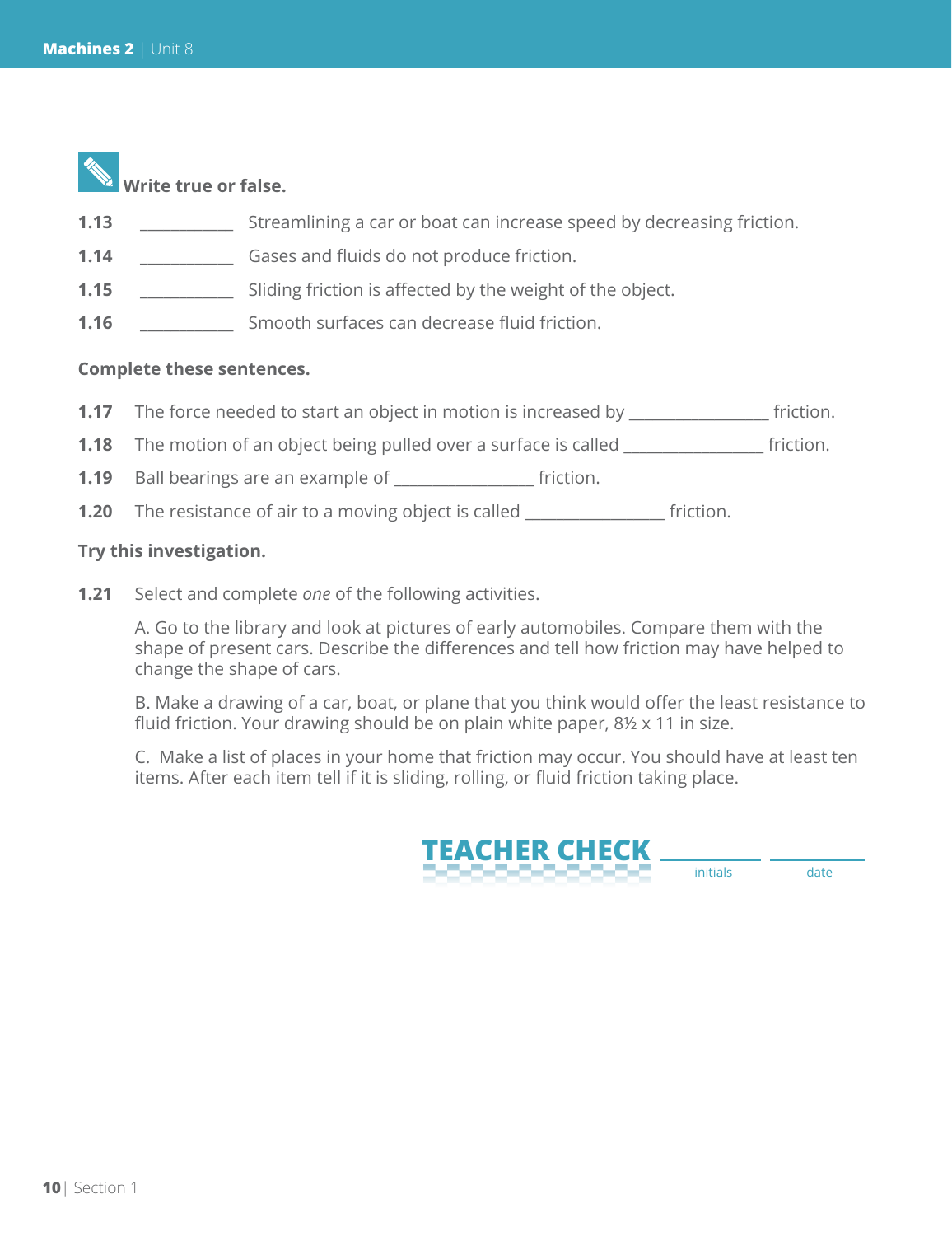**Write true or false.**

1.13 __________ Streamlining a car or boat can increase speed by decreasing friction.

1.14 __________ Gases and fluids do not produce friction.

1.15 __________ Sliding friction is affected by the weight of the object.

1.16 __________ Smooth surfaces can decrease fluid friction.

**Complete these sentences.**

1.17 The force needed to start an object in motion is increased by _______________ friction.

1.18 The motion of an object being pulled over a surface is called _______________ friction.

1.19 Ball bearings are an example of _______________ friction.

1.20 The resistance of air to a moving object is called _______________ friction.

**Try this investigation.**

1.21 Select and complete *one* of the following activities.

A. Go to the library and look at pictures of early automobiles. Compare them with the shape of present cars. Describe the differences and tell how friction may have helped to change the shape of cars.

B. Make a drawing of a car, boat, or plane that you think would offer the least resistance to fluid friction. Your drawing should be on plain white paper, 8½ x 11 in size.

C. Make a list of places in your home that friction may occur. You should have at least ten items. After each item tell if it is sliding, rolling, or fluid friction taking place.

**TEACHER CHECK** __________ __________
initials date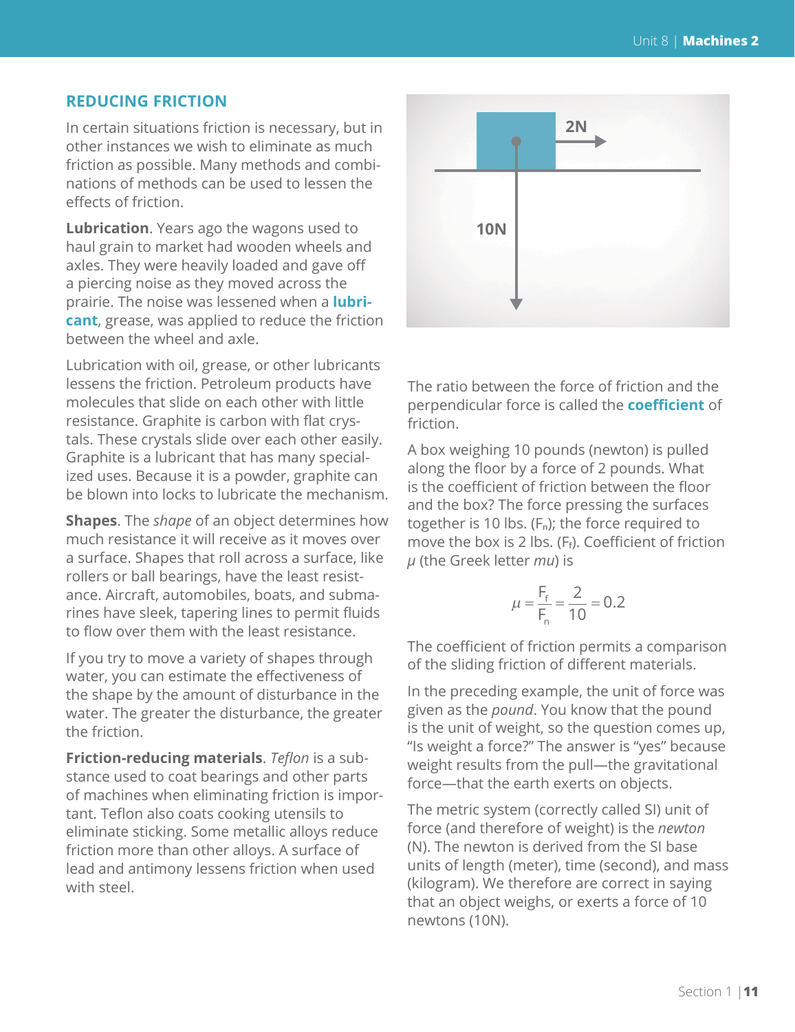## REDUCING FRICTION

In certain situations friction is necessary, but in other instances we wish to eliminate as much friction as possible. Many methods and combinations of methods can be used to lessen the effects of friction.

**Lubrication**. Years ago the wagons used to haul grain to market had wooden wheels and axles. They were heavily loaded and gave off a piercing noise as they moved across the prairie. The noise was lessened when a **lubricant**, grease, was applied to reduce the friction between the wheel and axle.

Lubrication with oil, grease, or other lubricants lessens the friction. Petroleum products have molecules that slide on each other with little resistance. Graphite is carbon with flat crystals. These crystals slide over each other easily. Graphite is a lubricant that has many specialized uses. Because it is a powder, graphite can be blown into locks to lubricate the mechanism.

**Shapes**. The *shape* of an object determines how much resistance it will receive as it moves over a surface. Shapes that roll across a surface, like rollers or ball bearings, have the least resistance. Aircraft, automobiles, boats, and submarines have sleek, tapering lines to permit fluids to flow over them with the least resistance.

If you try to move a variety of shapes through water, you can estimate the effectiveness of the shape by the amount of disturbance in the water. The greater the disturbance, the greater the friction.

**Friction-reducing materials**. *Teflon* is a substance used to coat bearings and other parts of machines when eliminating friction is important. Teflon also coats cooking utensils to eliminate sticking. Some metallic alloys reduce friction more than other alloys. A surface of lead and antimony lessens friction when used with steel.

2N

10N

The ratio between the force of friction and the perpendicular force is called the **coefficient** of friction.

A box weighing 10 pounds (newton) is pulled along the floor by a force of 2 pounds. What is the coefficient of friction between the floor and the box? The force pressing the surfaces together is 10 lbs. ($F_n$); the force required to move the box is 2 lbs. ($F_f$). Coefficient of friction $\mu$ (the Greek letter *mu*) is

$$\mu = \frac{F_f}{F_n} = \frac{2}{10} = 0.2$$

The coefficient of friction permits a comparison of the sliding friction of different materials.

In the preceding example, the unit of force was given as the *pound*. You know that the pound is the unit of weight, so the question comes up, "Is weight a force?" The answer is "yes" because weight results from the pull—the gravitational force—that the earth exerts on objects.

The metric system (correctly called SI) unit of force (and therefore of weight) is the *newton* (N). The newton is derived from the SI base units of length (meter), time (second), and mass (kilogram). We therefore are correct in saying that an object weighs, or exerts a force of 10 newtons (10N).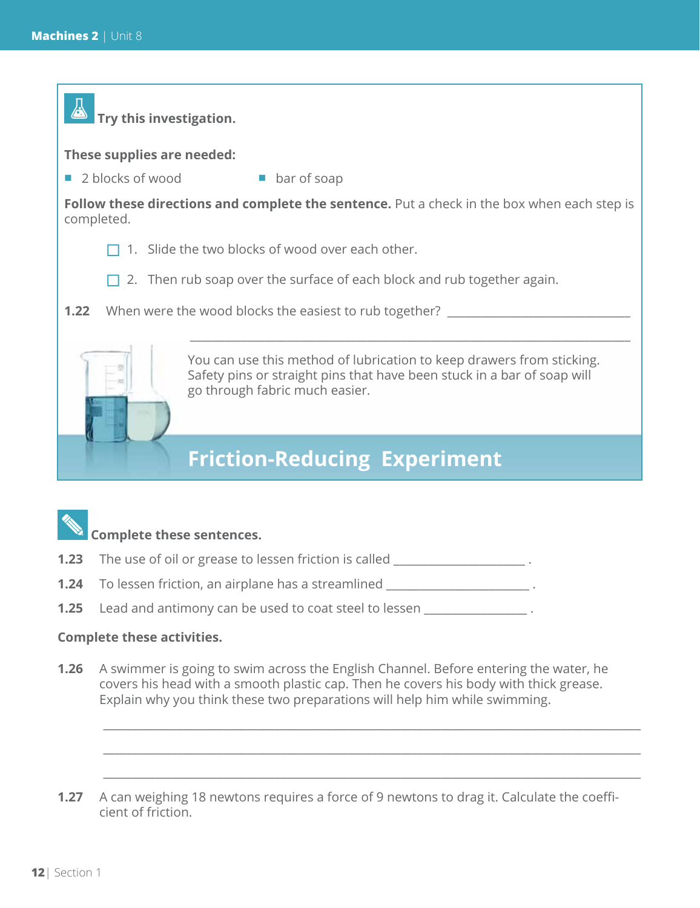**Try this investigation.**

**These supplies are needed:**

- 2 blocks of wood
- bar of soap

**Follow these directions and complete the sentence.** Put a check in the box when each step is completed.

☐ 1. Slide the two blocks of wood over each other.

☐ 2. Then rub soap over the surface of each block and rub together again.

**1.22** When were the wood blocks the easiest to rub together? ______________________________

______________________________________________________________________

You can use this method of lubrication to keep drawers from sticking. Safety pins or straight pins that have been stuck in a bar of soap will go through fabric much easier.

## Friction-Reducing Experiment

**Complete these sentences.**

**1.23** The use of oil or grease to lessen friction is called ____________________ .

**1.24** To lessen friction, an airplane has a streamlined ______________________ .

**1.25** Lead and antimony can be used to coat steel to lessen _______________ .

**Complete these activities.**

**1.26** A swimmer is going to swim across the English Channel. Before entering the water, he covers his head with a smooth plastic cap. Then he covers his body with thick grease. Explain why you think these two preparations will help him while swimming.

______________________________________________________________________

______________________________________________________________________

______________________________________________________________________

**1.27** A can weighing 18 newtons requires a force of 9 newtons to drag it. Calculate the coefficient of friction.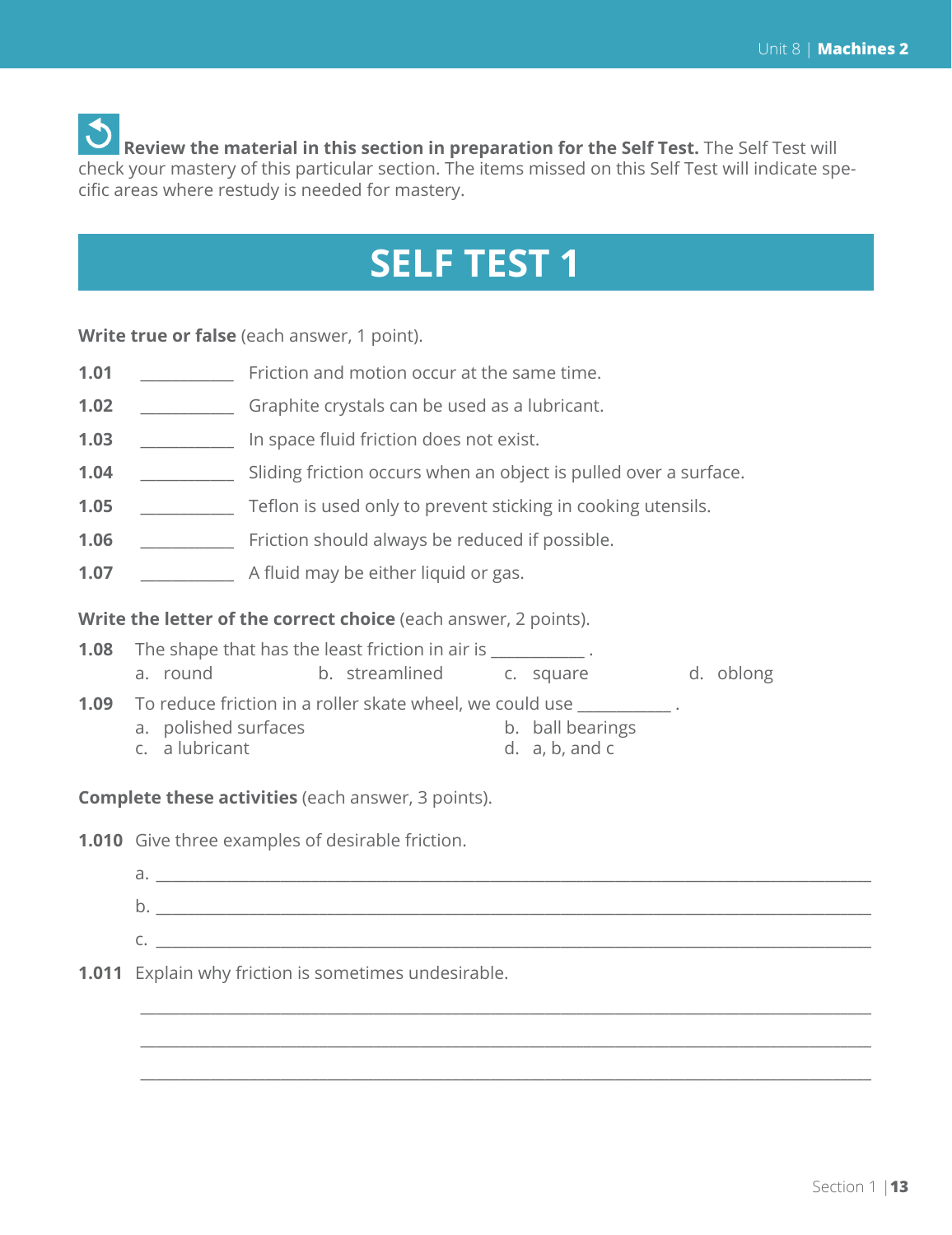**Review the material in this section in preparation for the Self Test.** The Self Test will check your mastery of this particular section. The items missed on this Self Test will indicate specific areas where restudy is needed for mastery.

# SELF TEST 1

**Write true or false** (each answer, 1 point).

**1.01** ___________ Friction and motion occur at the same time.

**1.02** ___________ Graphite crystals can be used as a lubricant.

**1.03** ___________ In space fluid friction does not exist.

**1.04** ___________ Sliding friction occurs when an object is pulled over a surface.

**1.05** ___________ Teflon is used only to prevent sticking in cooking utensils.

**1.06** ___________ Friction should always be reduced if possible.

**1.07** ___________ A fluid may be either liquid or gas.

**Write the letter of the correct choice** (each answer, 2 points).

**1.08** The shape that has the least friction in air is ___________ .

a. round b. streamlined c. square d. oblong

**1.09** To reduce friction in a roller skate wheel, we could use ___________ .

a. polished surfaces b. ball bearings
c. a lubricant d. a, b, and c

**Complete these activities** (each answer, 3 points).

**1.010** Give three examples of desirable friction.

a. ________________________________________________

b. ________________________________________________

c. ________________________________________________

**1.011** Explain why friction is sometimes undesirable.

________________________________________________

________________________________________________

________________________________________________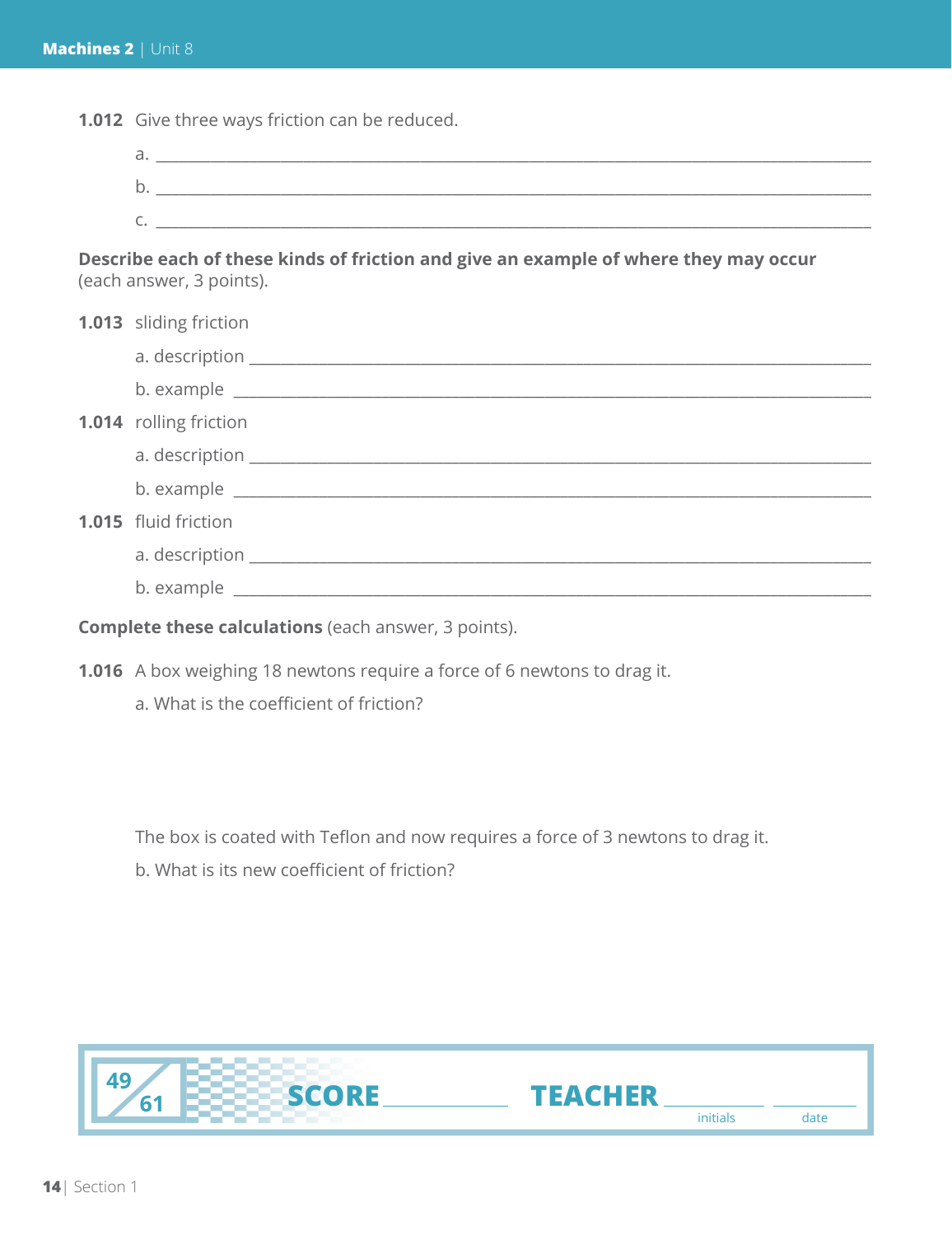**1.012** Give three ways friction can be reduced.

a. ____________________________________________

b. ____________________________________________

c. ____________________________________________

**Describe each of these kinds of friction and give an example of where they may occur** (each answer, 3 points).

**1.013** sliding friction

a. description ____________________________________________

b. example ____________________________________________

**1.014** rolling friction

a. description ____________________________________________

b. example ____________________________________________

**1.015** fluid friction

a. description ____________________________________________

b. example ____________________________________________

**Complete these calculations** (each answer, 3 points).

**1.016** A box weighing 18 newtons require a force of 6 newtons to drag it.

a. What is the coefficient of friction?

The box is coated with Teflon and now requires a force of 3 newtons to drag it.

b. What is its new coefficient of friction?

| 49/61 | SCORE ____________ | TEACHER ____________ initials ____________ date |
|---|---|---|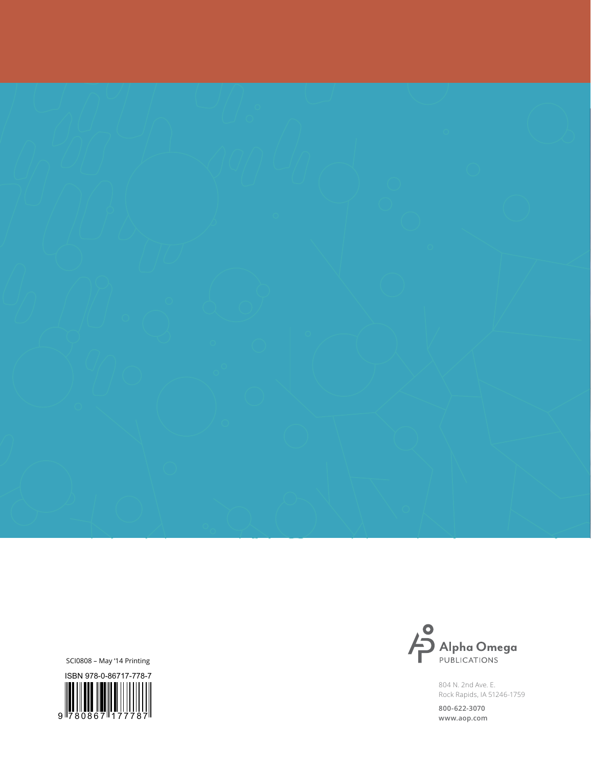SCI0808 – May '14 Printing

ISBN 978-0-86717-778-7

9 780867 177787

Alpha Omega
PUBLICATIONS

804 N. 2nd Ave. E.
Rock Rapids, IA 51246-1759

**800-622-3070**
**www.aop.com**